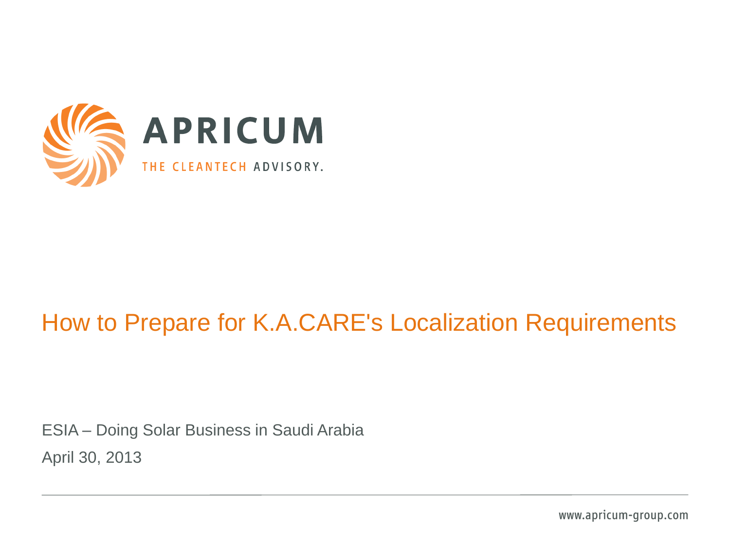APRICUM

THE CLEANTECH ADVISORY.

# How to Prepare for K.A.CARE's Localization Requirements

ESIA – Doing Solar Business in Saudi Arabia

April 30, 2013

www.apricum-group.com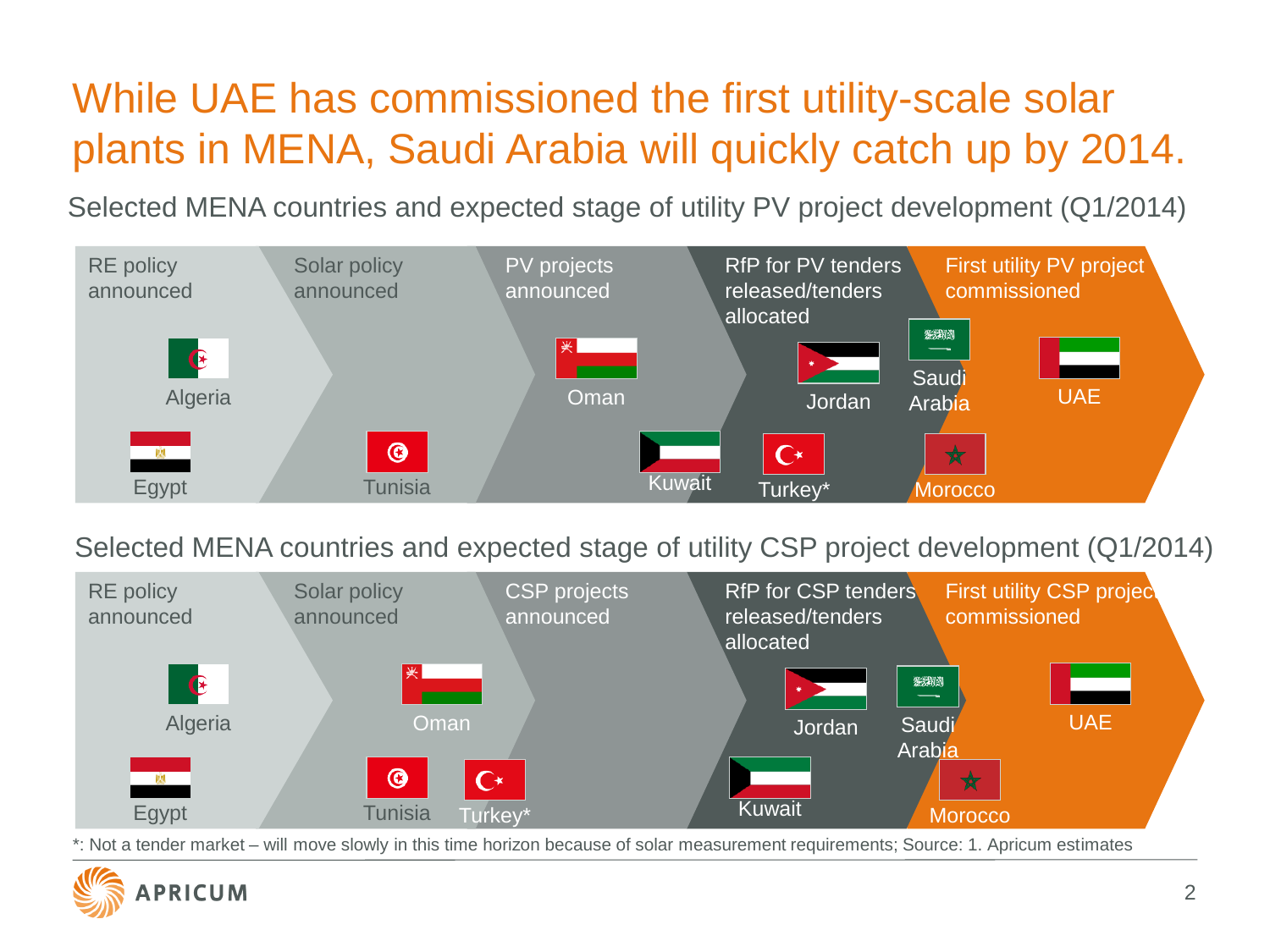# While UAE has commissioned the first utility-scale solar plants in MENA, Saudi Arabia will quickly catch up by 2014.

## Selected MENA countries and expected stage of utility PV project development (Q1/2014)

| RE policy announced | Solar policy announced | PV projects announced | RfP for PV tenders released/tenders allocated | First utility PV project commissioned |
|---|---|---|---|---|
| Algeria | Tunisia | Oman | Jordan | UAE |
| Egypt | | Kuwait | Turkey* | |
| | | | Saudi Arabia | |
| | | | Morocco | |

## Selected MENA countries and expected stage of utility CSP project development (Q1/2014)

| RE policy announced | Solar policy announced | CSP projects announced | RfP for CSP tenders released/tenders allocated | First utility CSP project commissioned |
|---|---|---|---|---|
| Algeria | Oman | | Jordan | UAE |
| Egypt | Tunisia | | Saudi Arabia | |
| | Turkey* | | Kuwait | |
| | | | Morocco | |

*: Not a tender market – will move slowly in this time horizon because of solar measurement requirements; Source: 1. Apricum estimates

APRICUM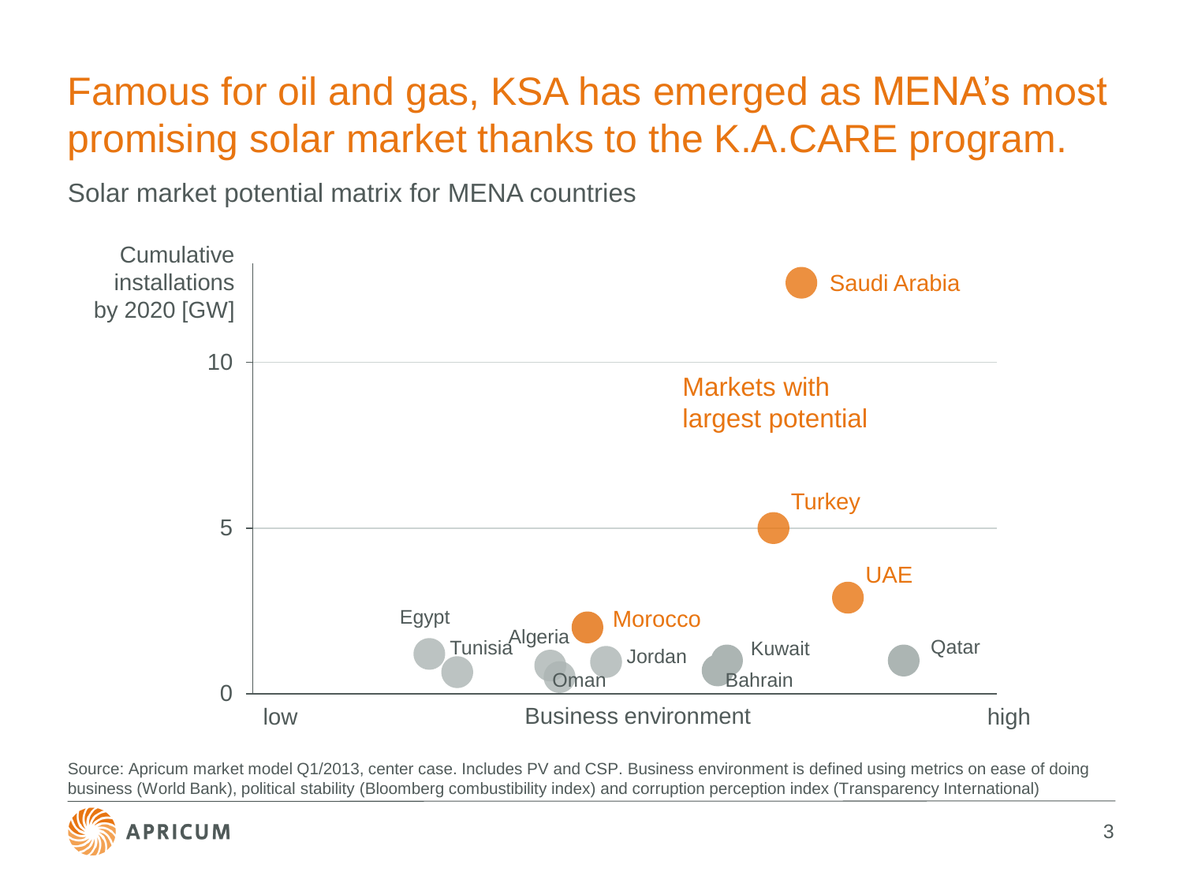# Famous for oil and gas, KSA has emerged as MENA's most promising solar market thanks to the K.A.CARE program.

Solar market potential matrix for MENA countries

Cumulative installations by 2020 [GW]

10

5

0

Saudi Arabia

Markets with largest potential

Turkey

UAE

Egypt

Morocco

Tunisia

Algeria

Jordan

Kuwait

Qatar

Oman

Bahrain

low — Business environment — high

Source: Apricum market model Q1/2013, center case. Includes PV and CSP. Business environment is defined using metrics on ease of doing business (World Bank), political stability (Bloomberg combustibility index) and corruption perception index (Transparency International)

APRICUM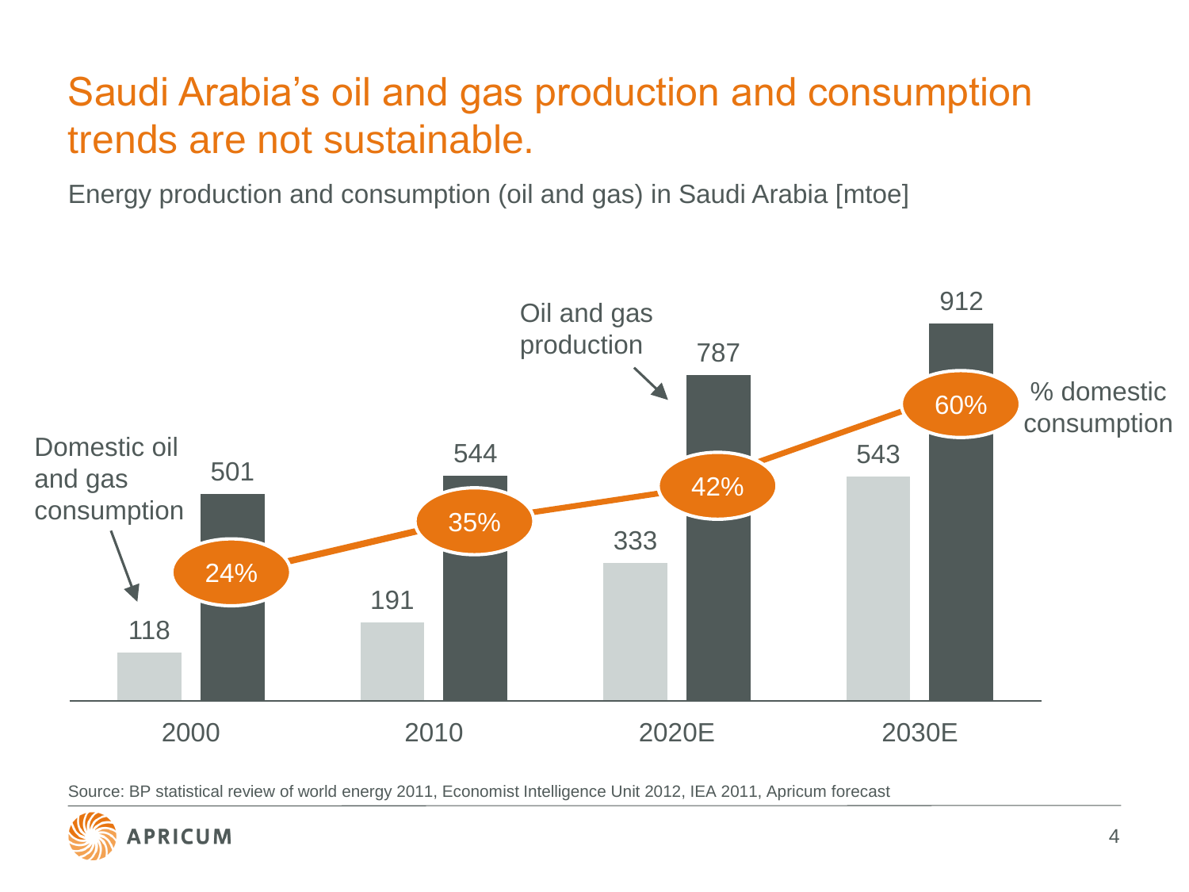# Saudi Arabia's oil and gas production and consumption trends are not sustainable.

Energy production and consumption (oil and gas) in Saudi Arabia [mtoe]

| | 2000 | 2010 | 2020E | 2030E |
|---|---|---|---|---|
| Domestic oil and gas consumption | 118 | 191 | 333 | 543 |
| Oil and gas production | 501 | 544 | 787 | 912 |
| % domestic consumption | 24% | 35% | 42% | 60% |

Source: BP statistical review of world energy 2011, Economist Intelligence Unit 2012, IEA 2011, Apricum forecast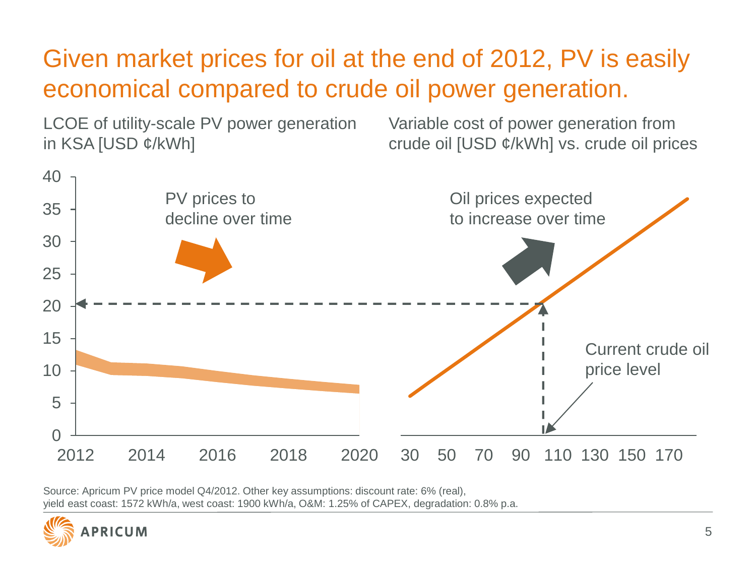# Given market prices for oil at the end of 2012, PV is easily economical compared to crude oil power generation.

LCOE of utility-scale PV power generation in KSA [USD ¢/kWh]

Variable cost of power generation from crude oil [USD ¢/kWh] vs. crude oil prices

PV prices to decline over time

Oil prices expected to increase over time

Current crude oil price level

Source: Apricum PV price model Q4/2012. Other key assumptions: discount rate: 6% (real), yield east coast: 1572 kWh/a, west coast: 1900 kWh/a, O&M: 1.25% of CAPEX, degradation: 0.8% p.a.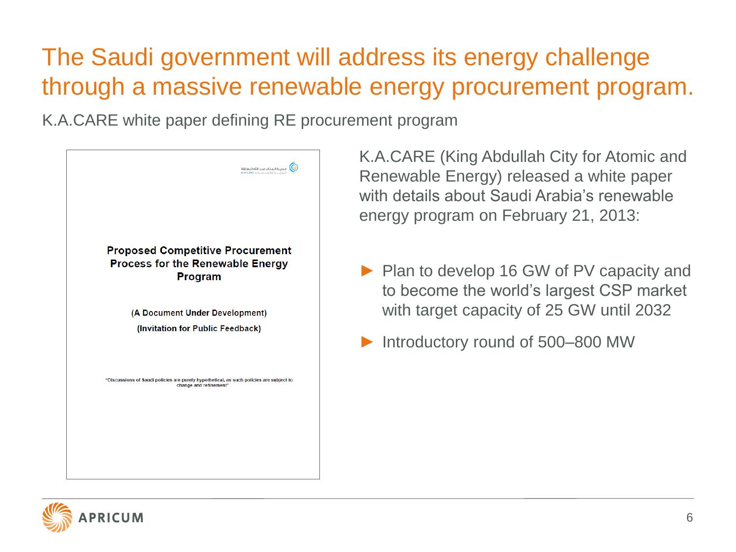# The Saudi government will address its energy challenge through a massive renewable energy procurement program.

K.A.CARE white paper defining RE procurement program

**Proposed Competitive Procurement Process for the Renewable Energy Program**

**(A Document Under Development)**

**(Invitation for Public Feedback)**

"Discussions of Saudi policies are purely hypothetical, as such policies are subject to change and refinement"

K.A.CARE (King Abdullah City for Atomic and Renewable Energy) released a white paper with details about Saudi Arabia's renewable energy program on February 21, 2013:

- Plan to develop 16 GW of PV capacity and to become the world's largest CSP market with target capacity of 25 GW until 2032
- Introductory round of 500–800 MW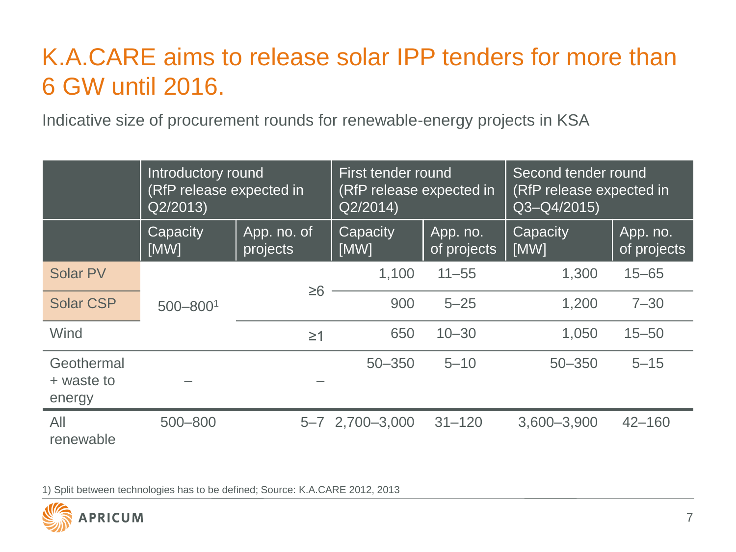# K.A.CARE aims to release solar IPP tenders for more than 6 GW until 2016.

Indicative size of procurement rounds for renewable-energy projects in KSA

| | Introductory round (RfP release expected in Q2/2013) | | First tender round (RfP release expected in Q2/2014) | | Second tender round (RfP release expected in Q3–Q4/2015) | |
|---|---|---|---|---|---|---|
| | Capacity [MW] | App. no. of projects | Capacity [MW] | App. no. of projects | Capacity [MW] | App. no. of projects |
| Solar PV | 500–800[1] | ≥6 | 1,100 | 11–55 | 1,300 | 15–65 |
| Solar CSP | | | 900 | 5–25 | 1,200 | 7–30 |
| Wind | | ≥1 | 650 | 10–30 | 1,050 | 15–50 |
| Geothermal + waste to energy | – | – | 50–350 | 5–10 | 50–350 | 5–15 |
| All renewable | 500–800 | 5–7 | 2,700–3,000 | 31–120 | 3,600–3,900 | 42–160 |

1) Split between technologies has to be defined; Source: K.A.CARE 2012, 2013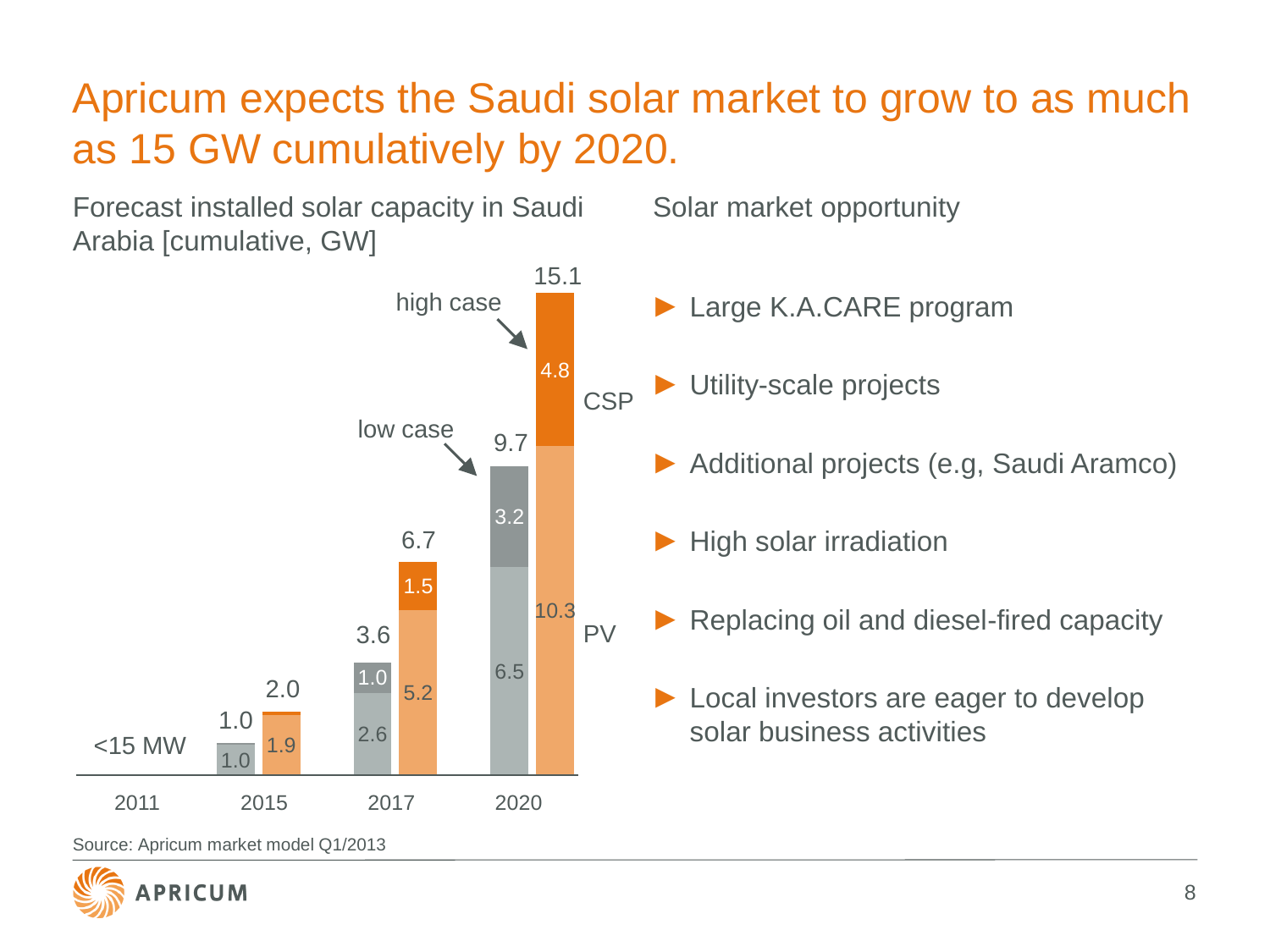# Apricum expects the Saudi solar market to grow to as much as 15 GW cumulatively by 2020.

Forecast installed solar capacity in Saudi Arabia [cumulative, GW]

| Year | Case | PV | CSP | Total |
|---|---|---|---|---|
| 2011 | | | | <15 MW |
| 2015 | low case | 1.0 | | 1.0 |
| 2015 | high case | 1.9 | | 2.0 |
| 2017 | low case | 2.6 | 1.0 | 3.6 |
| 2017 | high case | 5.2 | 1.5 | 6.7 |
| 2020 | low case | 6.5 | 3.2 | 9.7 |
| 2020 | high case | 10.3 | 4.8 | 15.1 |

Source: Apricum market model Q1/2013

Solar market opportunity

- Large K.A.CARE program
- Utility-scale projects
- Additional projects (e.g, Saudi Aramco)
- High solar irradiation
- Replacing oil and diesel-fired capacity
- Local investors are eager to develop solar business activities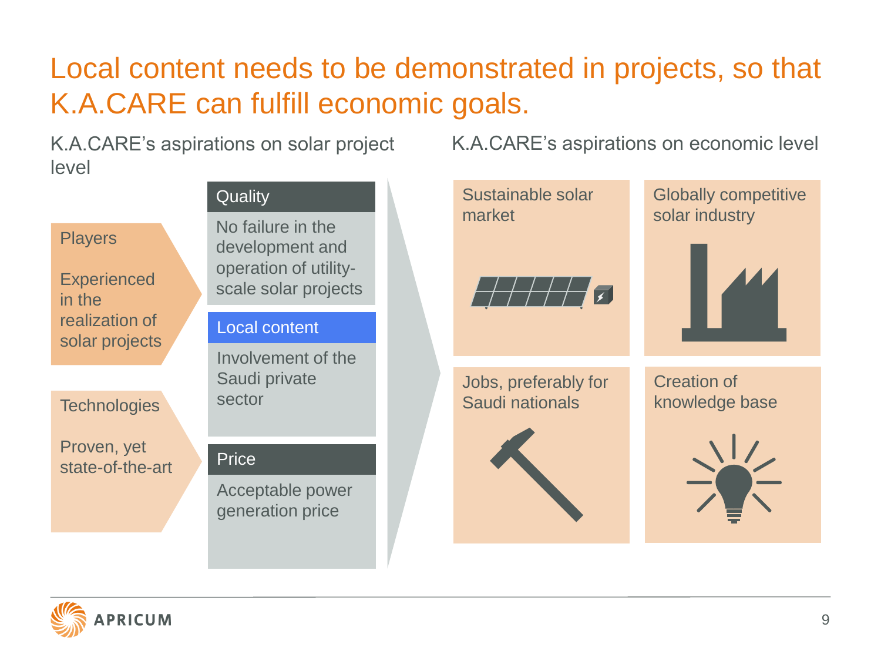# Local content needs to be demonstrated in projects, so that K.A.CARE can fulfill economic goals.

## K.A.CARE's aspirations on solar project level

**Players**

Experienced in the realization of solar projects

**Technologies**

Proven, yet state-of-the-art

**Quality**

No failure in the development and operation of utility-scale solar projects

**Local content**

Involvement of the Saudi private sector

**Price**

Acceptable power generation price

## K.A.CARE's aspirations on economic level

- Sustainable solar market
- Globally competitive solar industry
- Jobs, preferably for Saudi nationals
- Creation of knowledge base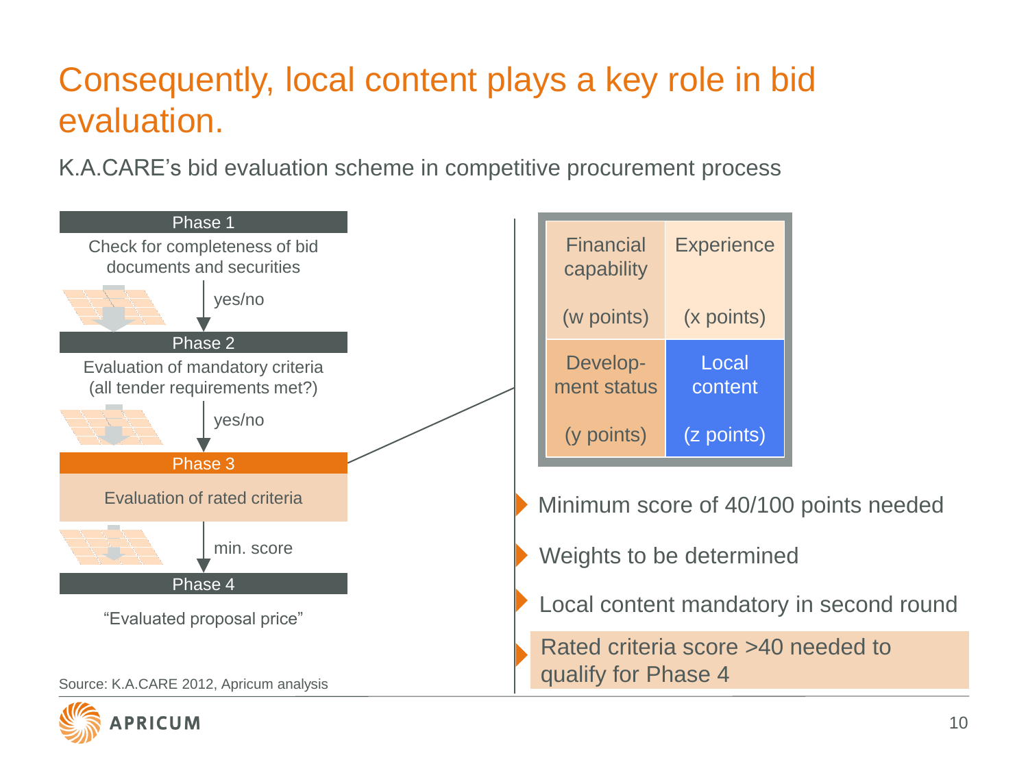# Consequently, local content plays a key role in bid evaluation.

K.A.CARE's bid evaluation scheme in competitive procurement process

**Phase 1**

Check for completeness of bid documents and securities

yes/no

**Phase 2**

Evaluation of mandatory criteria (all tender requirements met?)

yes/no

**Phase 3**

Evaluation of rated criteria

min. score

**Phase 4**

"Evaluated proposal price"

| Financial capability (w points) | Experience (x points) |
| --- | --- |
| Develop-ment status (y points) | Local content (z points) |

- Minimum score of 40/100 points needed
- Weights to be determined
- Local content mandatory in second round
- Rated criteria score >40 needed to qualify for Phase 4

Source: K.A.CARE 2012, Apricum analysis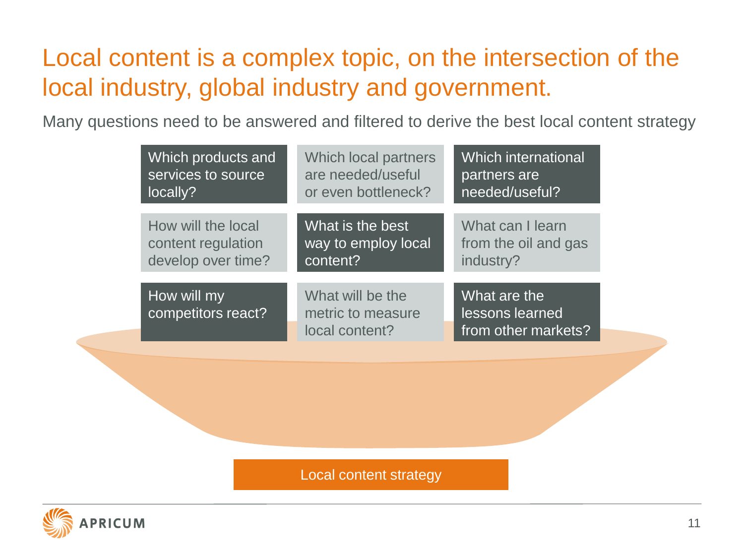# Local content is a complex topic, on the intersection of the local industry, global industry and government.

Many questions need to be answered and filtered to derive the best local content strategy

| | | |
|---|---|---|
| Which products and services to source locally? | Which local partners are needed/useful or even bottleneck? | Which international partners are needed/useful? |
| How will the local content regulation develop over time? | What is the best way to employ local content? | What can I learn from the oil and gas industry? |
| How will my competitors react? | What will be the metric to measure local content? | What are the lessons learned from other markets? |

**Local content strategy**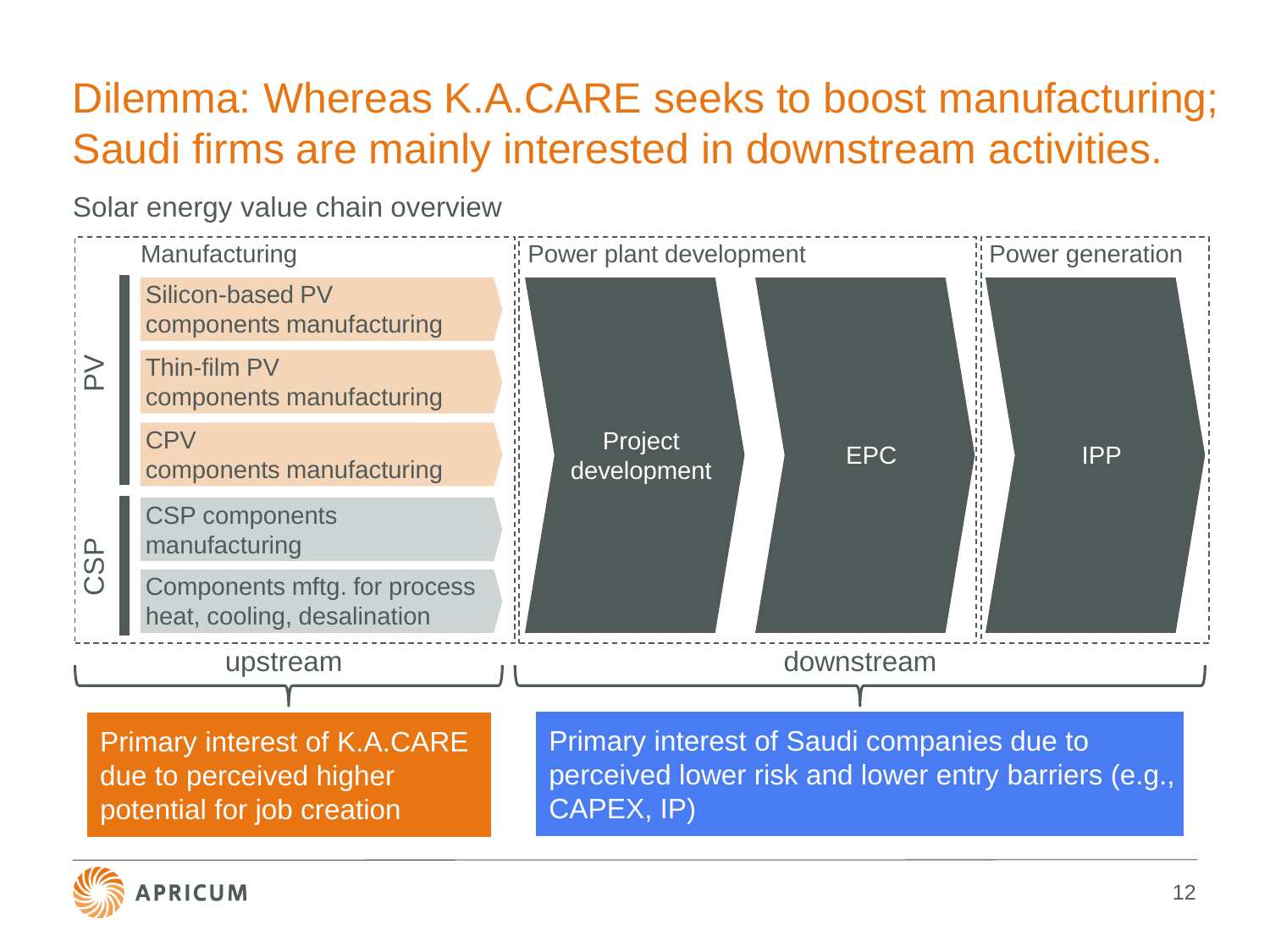# Dilemma: Whereas K.A.CARE seeks to boost manufacturing; Saudi firms are mainly interested in downstream activities.

Solar energy value chain overview

**Manufacturing** (upstream)

- PV
  - Silicon-based PV components manufacturing
  - Thin-film PV components manufacturing
  - CPV components manufacturing
- CSP
  - CSP components manufacturing
  - Components mftg. for process heat, cooling, desalination

**Power plant development** (downstream)

- Project development
- EPC

**Power generation** (downstream)

- IPP

upstream: Primary interest of K.A.CARE due to perceived higher potential for job creation

downstream: Primary interest of Saudi companies due to perceived lower risk and lower entry barriers (e.g., CAPEX, IP)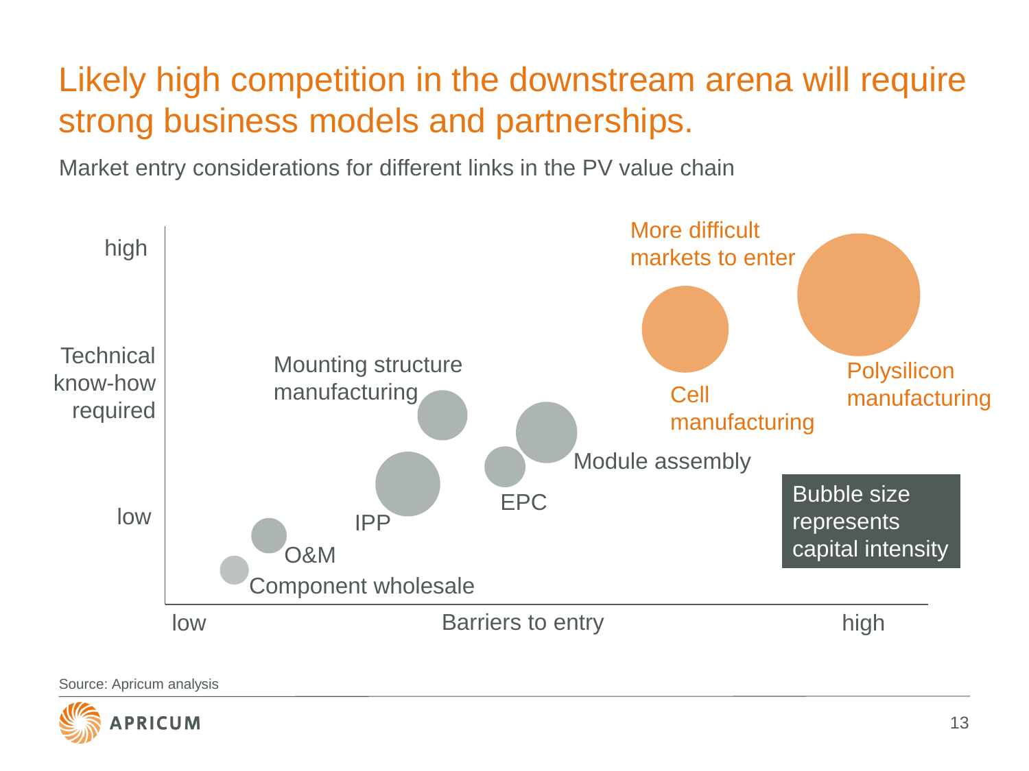# Likely high competition in the downstream arena will require strong business models and partnerships.

Market entry considerations for different links in the PV value chain

Technical know-how required (low → high) vs. Barriers to entry (low → high)

More difficult markets to enter

- Polysilicon manufacturing
- Cell manufacturing
- Module assembly
- Mounting structure manufacturing
- EPC
- IPP
- O&M
- Component wholesale

Bubble size represents capital intensity

Source: Apricum analysis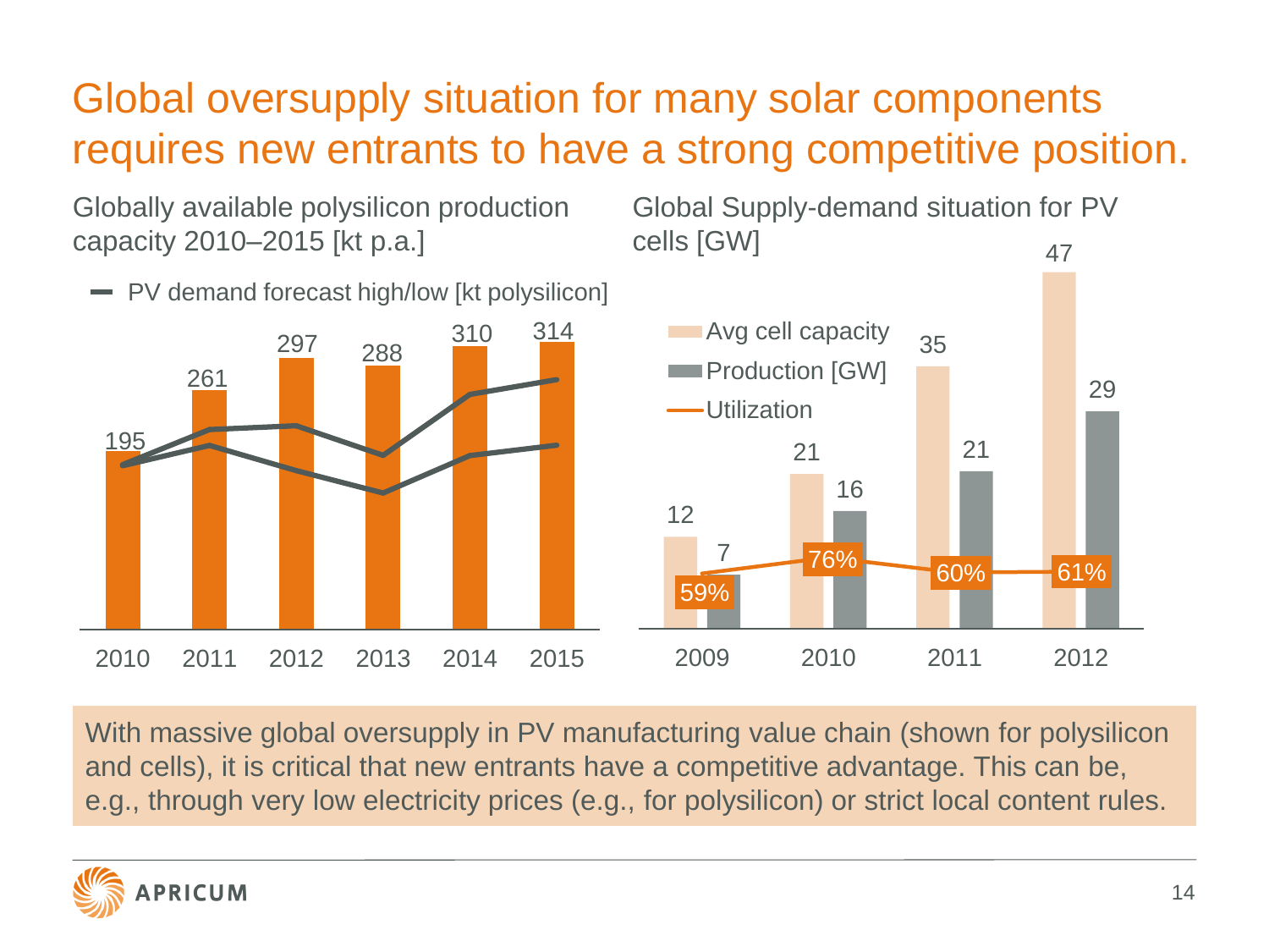# Global oversupply situation for many solar components requires new entrants to have a strong competitive position.

Globally available polysilicon production capacity 2010–2015 [kt p.a.]

— PV demand forecast high/low [kt polysilicon]

| Year | 2010 | 2011 | 2012 | 2013 | 2014 | 2015 |
|---|---|---|---|---|---|---|
| Capacity [kt p.a.] | 195 | 261 | 297 | 288 | 310 | 314 |

Global Supply-demand situation for PV cells [GW]

| Year | 2009 | 2010 | 2011 | 2012 |
|---|---|---|---|---|
| Avg cell capacity | 12 | 21 | 35 | 47 |
| Production [GW] | 7 | 16 | 21 | 29 |
| Utilization | 59% | 76% | 60% | 61% |

With massive global oversupply in PV manufacturing value chain (shown for polysilicon and cells), it is critical that new entrants have a competitive advantage. This can be, e.g., through very low electricity prices (e.g., for polysilicon) or strict local content rules.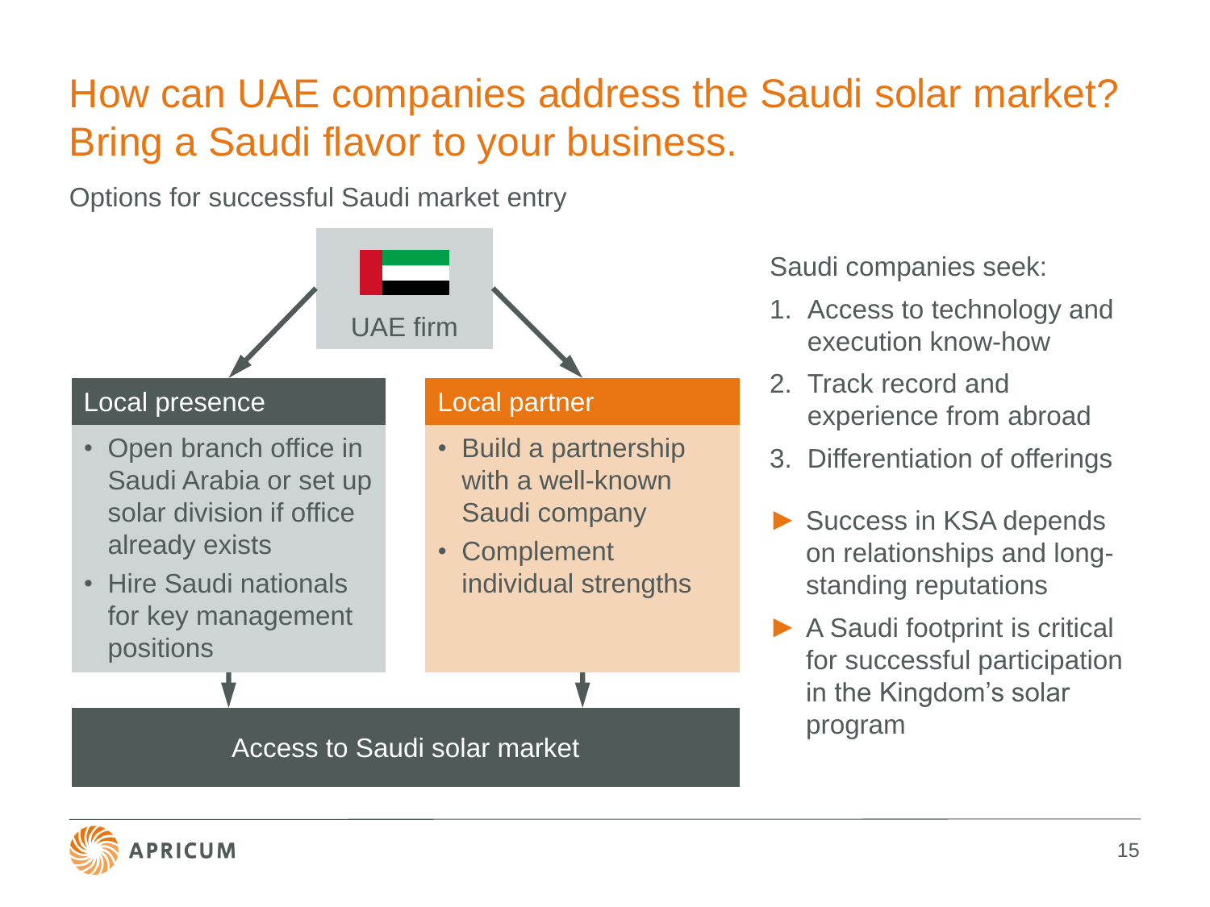# How can UAE companies address the Saudi solar market? Bring a Saudi flavor to your business.

Options for successful Saudi market entry

UAE firm

**Local presence**

- Open branch office in Saudi Arabia or set up solar division if office already exists
- Hire Saudi nationals for key management positions

**Local partner**

- Build a partnership with a well-known Saudi company
- Complement individual strengths

Access to Saudi solar market

Saudi companies seek:

1. Access to technology and execution know-how
2. Track record and experience from abroad
3. Differentiation of offerings

► Success in KSA depends on relationships and long-standing reputations

► A Saudi footprint is critical for successful participation in the Kingdom's solar program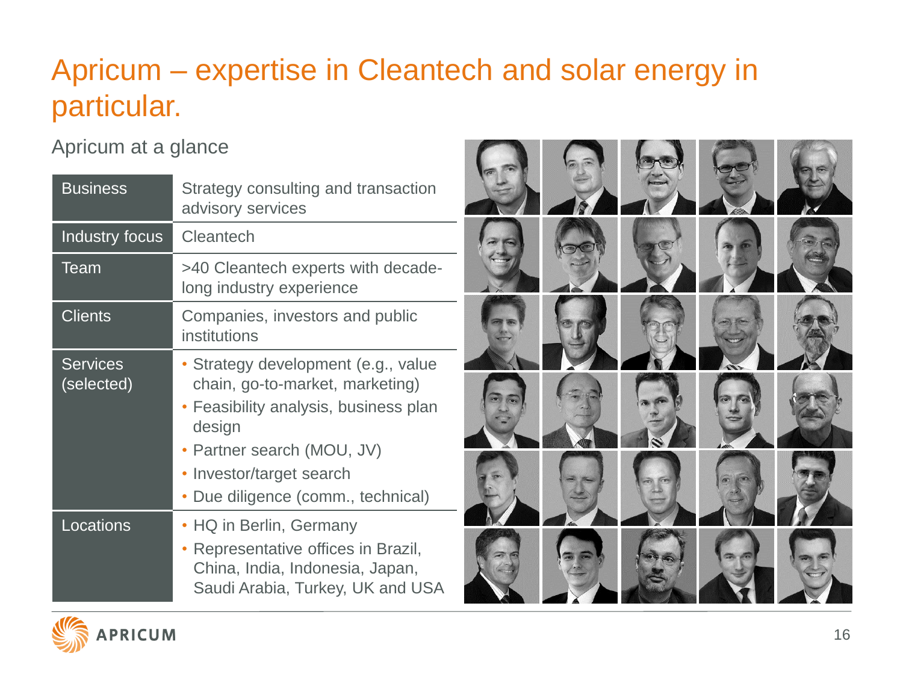# Apricum – expertise in Cleantech and solar energy in particular.

## Apricum at a glance

| | |
|---|---|
| Business | Strategy consulting and transaction advisory services |
| Industry focus | Cleantech |
| Team | >40 Cleantech experts with decade-long industry experience |
| Clients | Companies, investors and public institutions |
| Services (selected) | • Strategy development (e.g., value chain, go-to-market, marketing)<br>• Feasibility analysis, business plan design<br>• Partner search (MOU, JV)<br>• Investor/target search<br>• Due diligence (comm., technical) |
| Locations | • HQ in Berlin, Germany<br>• Representative offices in Brazil, China, India, Indonesia, Japan, Saudi Arabia, Turkey, UK and USA |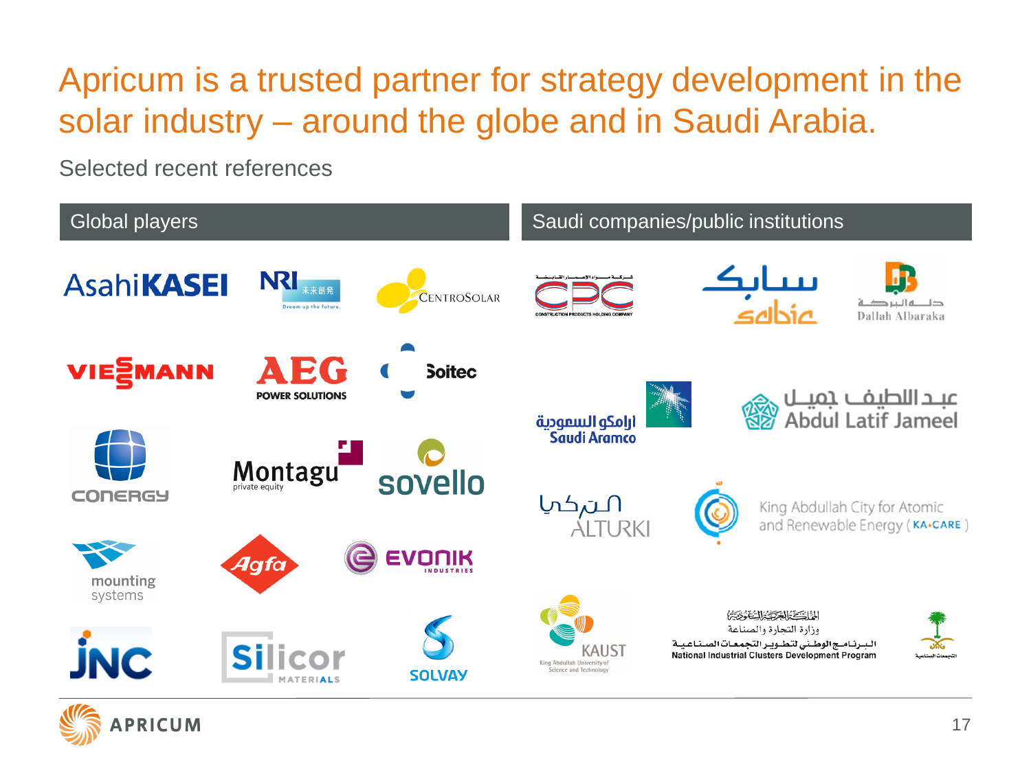# Apricum is a trusted partner for strategy development in the solar industry – around the globe and in Saudi Arabia.

Selected recent references

| Global players | Saudi companies/public institutions |
|---|---|
| Asahi KASEI | CPC – Construction Products Holding Company |
| NRI | SABIC |
| Centrosolar | Dallah Albaraka |
| Viessmann | Saudi Aramco |
| AEG Power Solutions | Abdul Latif Jameel |
| Soitec | Alturki |
| Conergy | King Abdullah City for Atomic and Renewable Energy (KA-CARE) |
| Montagu private equity | KAUST King Abdullah University of Science and Technology |
| Sovello | National Industrial Clusters Development Program |
| Mounting systems | |
| Agfa | |
| Evonik Industries | |
| JNC | |
| Silicor Materials | |
| Solvay | |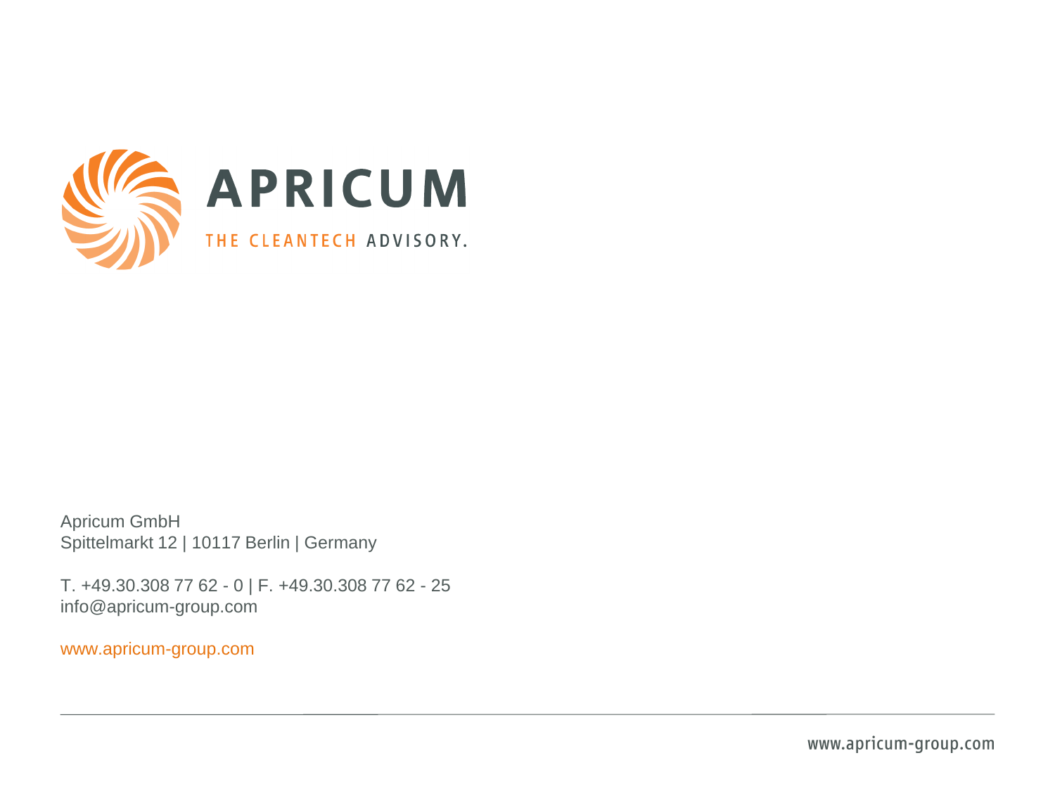APRICUM

THE CLEANTECH ADVISORY.

Apricum GmbH
Spittelmarkt 12 | 10117 Berlin | Germany

T. +49.30.308 77 62 - 0 | F. +49.30.308 77 62 - 25
info@apricum-group.com

www.apricum-group.com